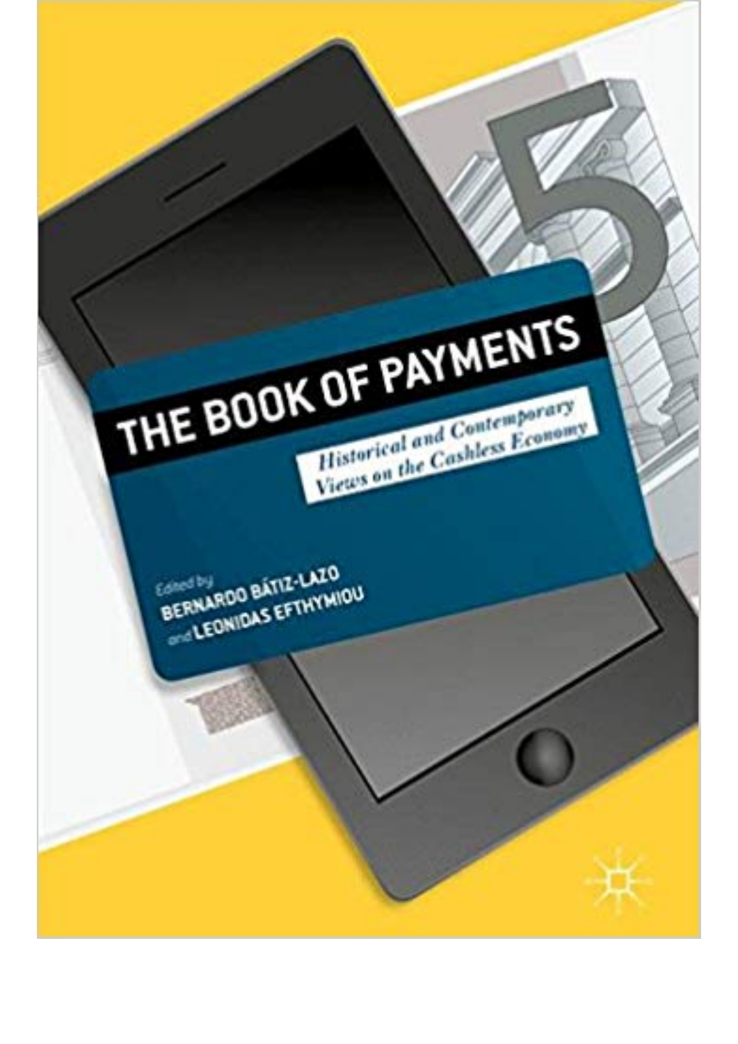# THE BOOK OF PAYMENTS

*Historical and Contemporary Views on the Cashless Economy*

Edited by
BERNARDO BÁTIZ-LAZO
and LEONIDAS EFTHYMIOU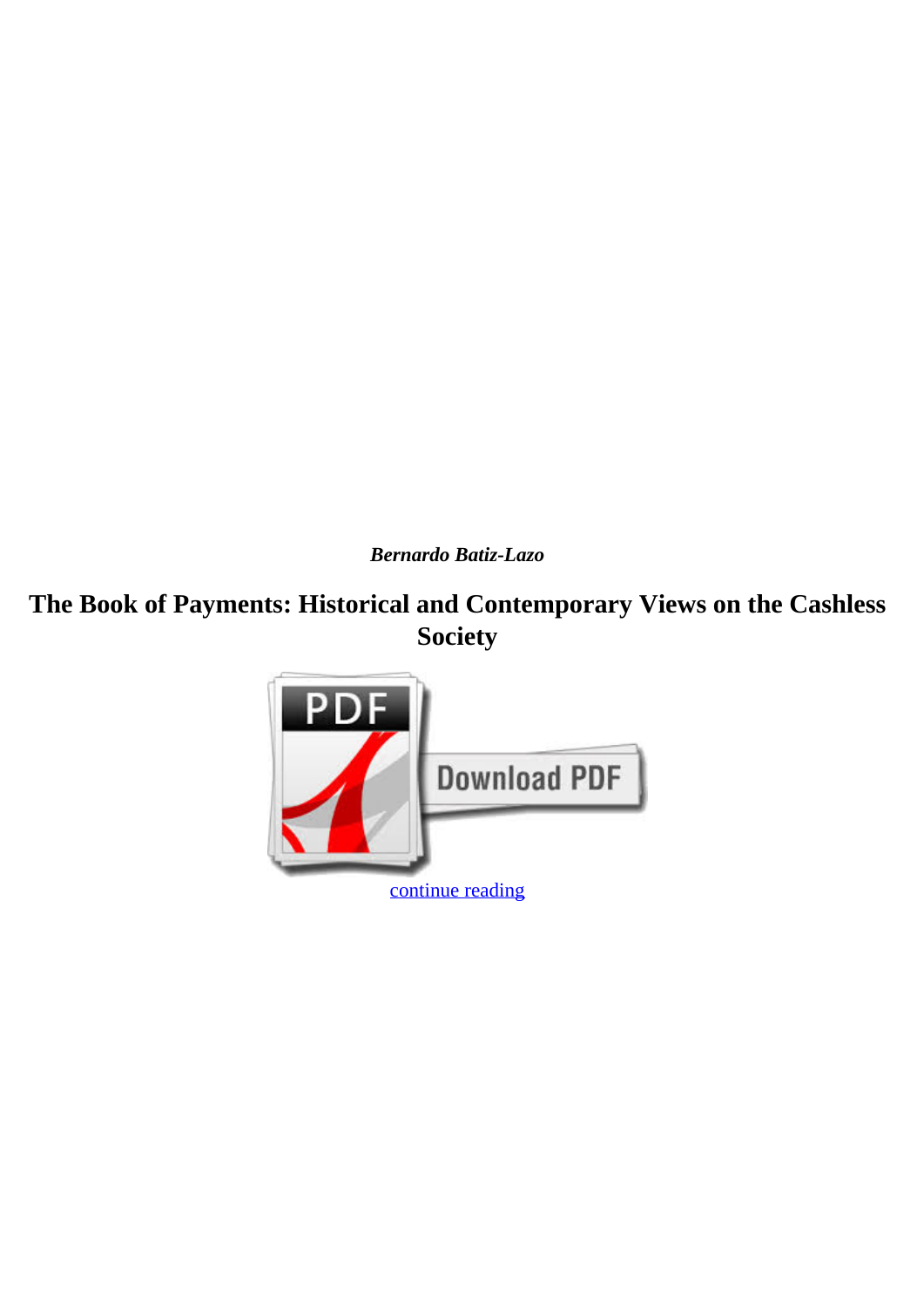***Bernardo Batiz-Lazo***

# The Book of Payments: Historical and Contemporary Views on the Cashless Society

Download PDF

continue reading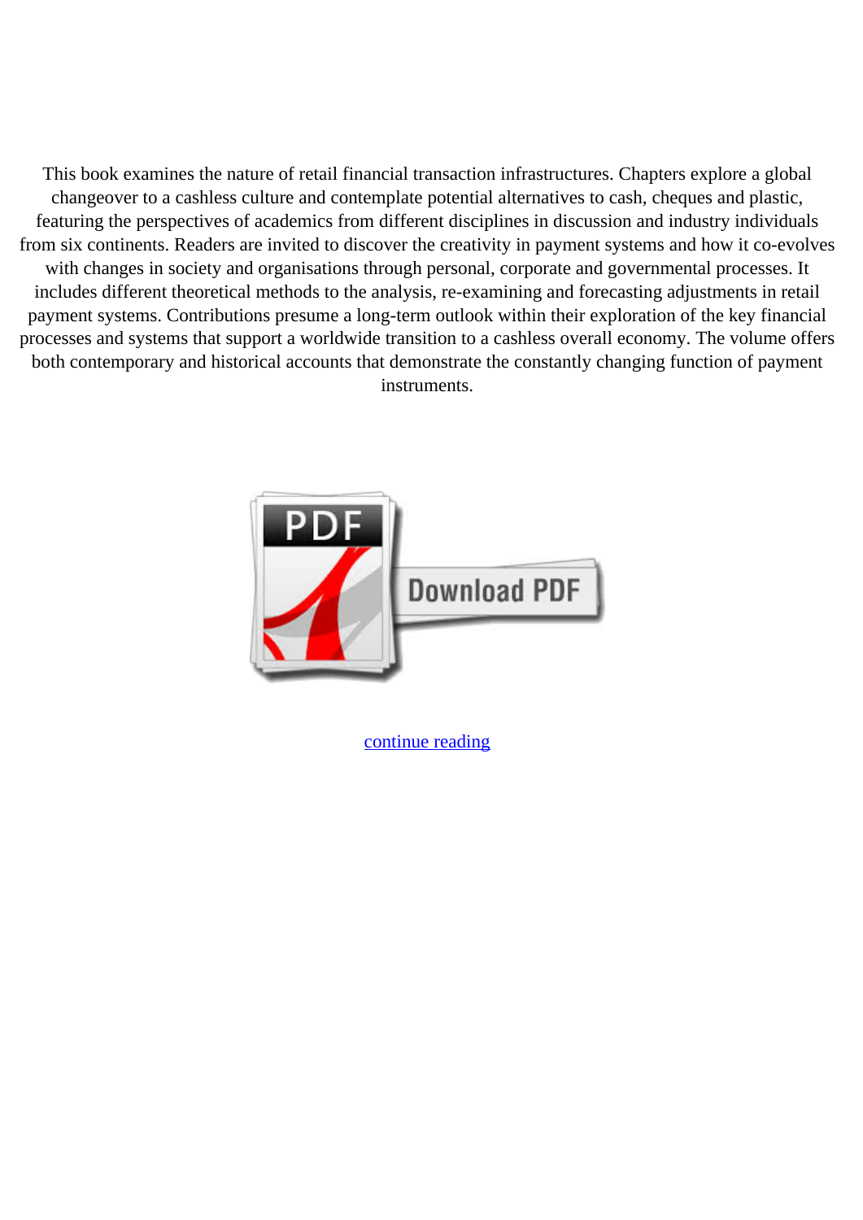This book examines the nature of retail financial transaction infrastructures. Chapters explore a global changeover to a cashless culture and contemplate potential alternatives to cash, cheques and plastic, featuring the perspectives of academics from different disciplines in discussion and industry individuals from six continents. Readers are invited to discover the creativity in payment systems and how it co-evolves with changes in society and organisations through personal, corporate and governmental processes. It includes different theoretical methods to the analysis, re-examining and forecasting adjustments in retail payment systems. Contributions presume a long-term outlook within their exploration of the key financial processes and systems that support a worldwide transition to a cashless overall economy. The volume offers both contemporary and historical accounts that demonstrate the constantly changing function of payment instruments.

PDF

Download PDF

continue reading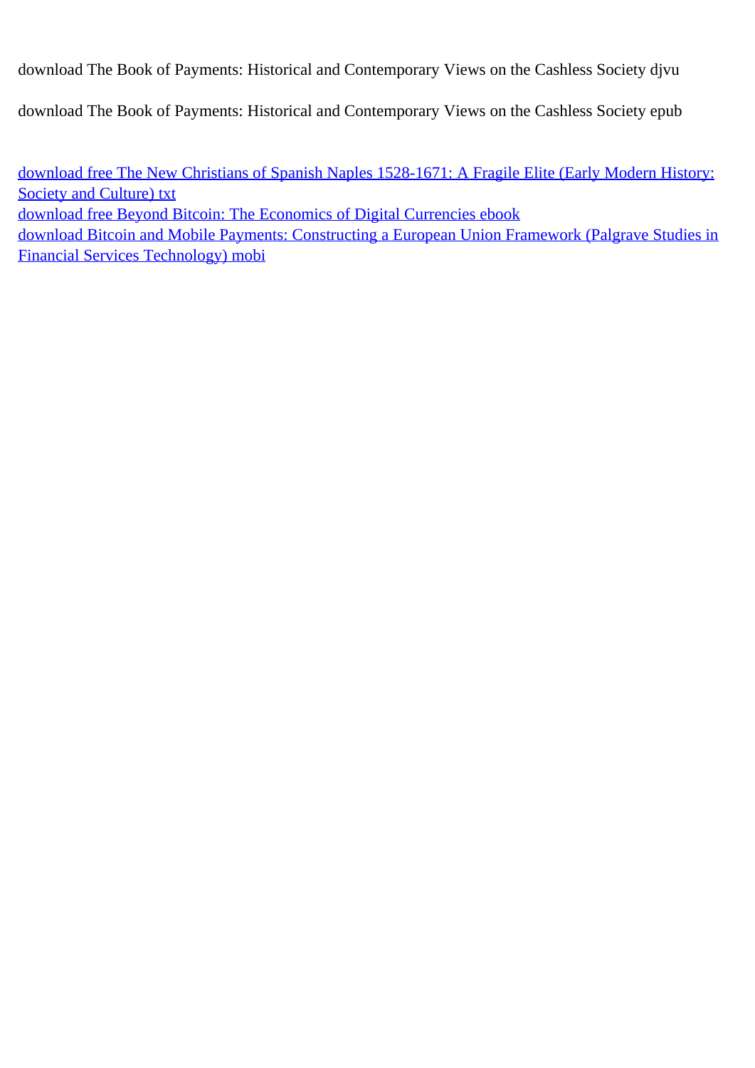download The Book of Payments: Historical and Contemporary Views on the Cashless Society djvu

download The Book of Payments: Historical and Contemporary Views on the Cashless Society epub

download free The New Christians of Spanish Naples 1528-1671: A Fragile Elite (Early Modern History: Society and Culture) txt
download free Beyond Bitcoin: The Economics of Digital Currencies ebook
download Bitcoin and Mobile Payments: Constructing a European Union Framework (Palgrave Studies in Financial Services Technology) mobi